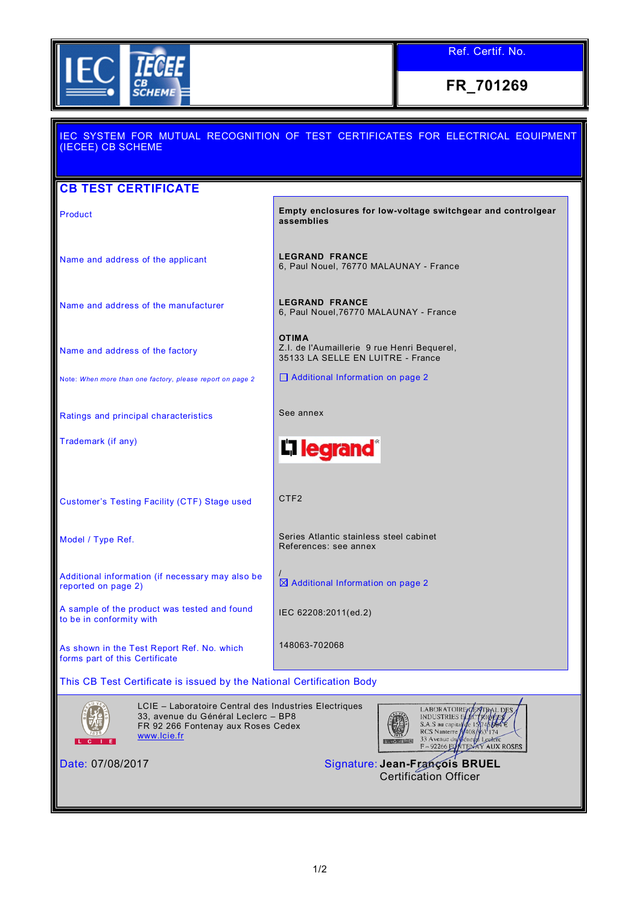IEC IECEE CB SCHEME

Ref. Certif. No.

**FR_701269**

IEC SYSTEM FOR MUTUAL RECOGNITION OF TEST CERTIFICATES FOR ELECTRICAL EQUIPMENT (IECEE) CB SCHEME

## CB TEST CERTIFICATE

| | |
|---|---|
| Product | **Empty enclosures for low-voltage switchgear and controlgear assemblies** |
| Name and address of the applicant | **LEGRAND FRANCE**<br>6, Paul Nouel, 76770 MALAUNAY - France |
| Name and address of the manufacturer | **LEGRAND FRANCE**<br>6, Paul Nouel,76770 MALAUNAY - France |
| Name and address of the factory | **OTIMA**<br>Z.I. de l'Aumaillerie 9 rue Henri Bequerel,<br>35133 LA SELLE EN LUITRE - France |
| Note: *When more than one factory, please report on page 2* | ☐ Additional Information on page 2 |
| Ratings and principal characteristics | See annex |
| Trademark (if any) | legrand |
| Customer's Testing Facility (CTF) Stage used | CTF2 |
| Model / Type Ref. | Series Atlantic stainless steel cabinet<br>References: see annex |
| Additional information (if necessary may also be reported on page 2) | /<br>☒ Additional Information on page 2 |
| A sample of the product was tested and found to be in conformity with | IEC 62208:2011(ed.2) |
| As shown in the Test Report Ref. No. which forms part of this Certificate | 148063-702068 |

This CB Test Certificate is issued by the National Certification Body

LCIE – Laboratoire Central des Industries Electriques
33, avenue du Général Leclerc – BP8
FR 92 266 Fontenay aux Roses Cedex
www.lcie.fr

LABORATOIRE CENTRAL DES INDUSTRIES ELECTRIQUES
S.A.S au capital de 15 745 984 €
RCS Nanterre B 408 363 174
33 Avenue du Général Leclerc
F – 92266 FONTENAY AUX ROSES

Date: 07/08/2017

Signature: **Jean-François BRUEL**
Certification Officer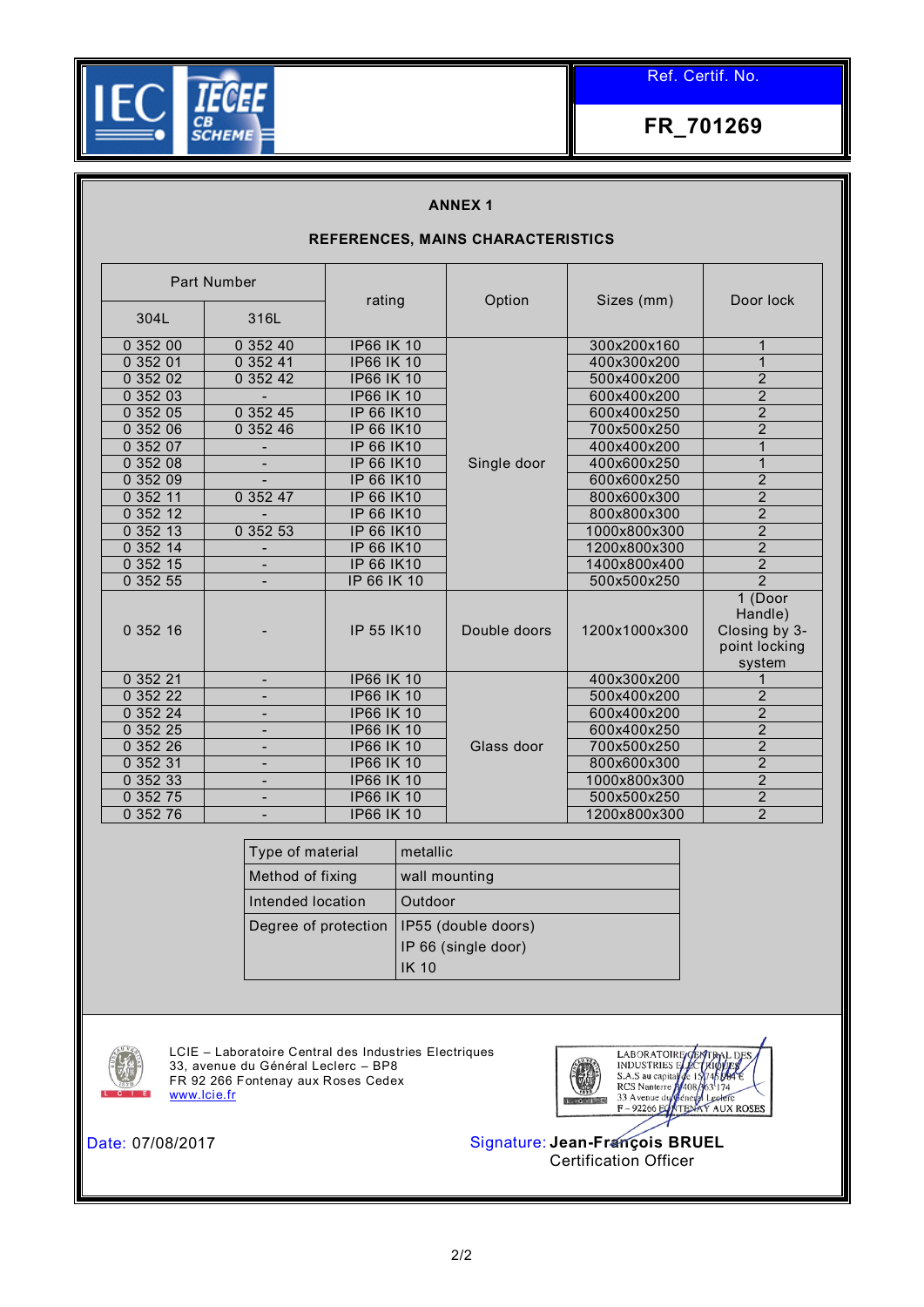Ref. Certif. No.

**FR_701269**

**ANNEX 1**

**REFERENCES, MAINS CHARACTERISTICS**

| Part Number | | rating | Option | Sizes (mm) | Door lock |
|---|---|---|---|---|---|
| 304L | 316L | | | | |
| 0 352 00 | 0 352 40 | IP66 IK 10 | Single door | 300x200x160 | 1 |
| 0 352 01 | 0 352 41 | IP66 IK 10 | Single door | 400x300x200 | 1 |
| 0 352 02 | 0 352 42 | IP66 IK 10 | Single door | 500x400x200 | 2 |
| 0 352 03 | - | IP66 IK 10 | Single door | 600x400x200 | 2 |
| 0 352 05 | 0 352 45 | IP 66 IK10 | Single door | 600x400x250 | 2 |
| 0 352 06 | 0 352 46 | IP 66 IK10 | Single door | 700x500x250 | 2 |
| 0 352 07 | - | IP 66 IK10 | Single door | 400x400x200 | 1 |
| 0 352 08 | - | IP 66 IK10 | Single door | 400x600x250 | 1 |
| 0 352 09 | - | IP 66 IK10 | Single door | 600x600x250 | 2 |
| 0 352 11 | 0 352 47 | IP 66 IK10 | Single door | 800x600x300 | 2 |
| 0 352 12 | - | IP 66 IK10 | Single door | 800x800x300 | 2 |
| 0 352 13 | 0 352 53 | IP 66 IK10 | Single door | 1000x800x300 | 2 |
| 0 352 14 | - | IP 66 IK10 | Single door | 1200x800x300 | 2 |
| 0 352 15 | - | IP 66 IK10 | Single door | 1400x800x400 | 2 |
| 0 352 55 | - | IP 66 IK 10 | Single door | 500x500x250 | 2 |
| 0 352 16 | - | IP 55 IK10 | Double doors | 1200x1000x300 | 1 (Door Handle) Closing by 3-point locking system |
| 0 352 21 | - | IP66 IK 10 | Glass door | 400x300x200 | 1 |
| 0 352 22 | - | IP66 IK 10 | Glass door | 500x400x200 | 2 |
| 0 352 24 | - | IP66 IK 10 | Glass door | 600x400x200 | 2 |
| 0 352 25 | - | IP66 IK 10 | Glass door | 600x400x250 | 2 |
| 0 352 26 | - | IP66 IK 10 | Glass door | 700x500x250 | 2 |
| 0 352 31 | - | IP66 IK 10 | Glass door | 800x600x300 | 2 |
| 0 352 33 | - | IP66 IK 10 | Glass door | 1000x800x300 | 2 |
| 0 352 75 | - | IP66 IK 10 | Glass door | 500x500x250 | 2 |
| 0 352 76 | - | IP66 IK 10 | Glass door | 1200x800x300 | 2 |

| | |
|---|---|
| Type of material | metallic |
| Method of fixing | wall mounting |
| Intended location | Outdoor |
| Degree of protection | IP55 (double doors)<br>IP 66 (single door)<br>IK 10 |

LCIE – Laboratoire Central des Industries Electriques
33, avenue du Général Leclerc – BP8
FR 92 266 Fontenay aux Roses Cedex
www.lcie.fr

LABORATOIRE CENTRAL DES INDUSTRIES ELECTRIQUES
S.A.S au capital de 15.745.984 €
RCS Nanterre B 408 363 174
33 Avenue du Général Leclerc
F – 92266 FONTENAY AUX ROSES

Date: 07/08/2017

Signature: **Jean-François BRUEL**
Certification Officer